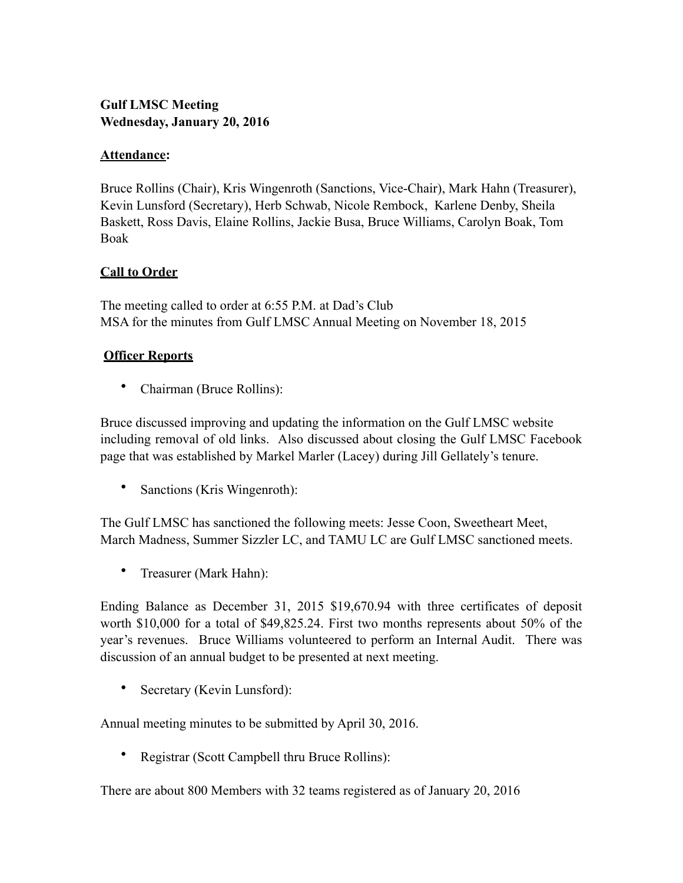**Gulf LMSC Meeting**
**Wednesday, January 20, 2016**

**Attendance:**

Bruce Rollins (Chair), Kris Wingenroth (Sanctions, Vice-Chair), Mark Hahn (Treasurer), Kevin Lunsford (Secretary), Herb Schwab, Nicole Rembock, Karlene Denby, Sheila Baskett, Ross Davis, Elaine Rollins, Jackie Busa, Bruce Williams, Carolyn Boak, Tom Boak

**Call to Order**

The meeting called to order at 6:55 P.M. at Dad's Club
MSA for the minutes from Gulf LMSC Annual Meeting on November 18, 2015

**Officer Reports**

- Chairman (Bruce Rollins):

Bruce discussed improving and updating the information on the Gulf LMSC website including removal of old links. Also discussed about closing the Gulf LMSC Facebook page that was established by Markel Marler (Lacey) during Jill Gellately's tenure.

- Sanctions (Kris Wingenroth):

The Gulf LMSC has sanctioned the following meets: Jesse Coon, Sweetheart Meet, March Madness, Summer Sizzler LC, and TAMU LC are Gulf LMSC sanctioned meets.

- Treasurer (Mark Hahn):

Ending Balance as December 31, 2015 $19,670.94 with three certificates of deposit worth $10,000 for a total of $49,825.24. First two months represents about 50% of the year's revenues. Bruce Williams volunteered to perform an Internal Audit. There was discussion of an annual budget to be presented at next meeting.

- Secretary (Kevin Lunsford):

Annual meeting minutes to be submitted by April 30, 2016.

- Registrar (Scott Campbell thru Bruce Rollins):

There are about 800 Members with 32 teams registered as of January 20, 2016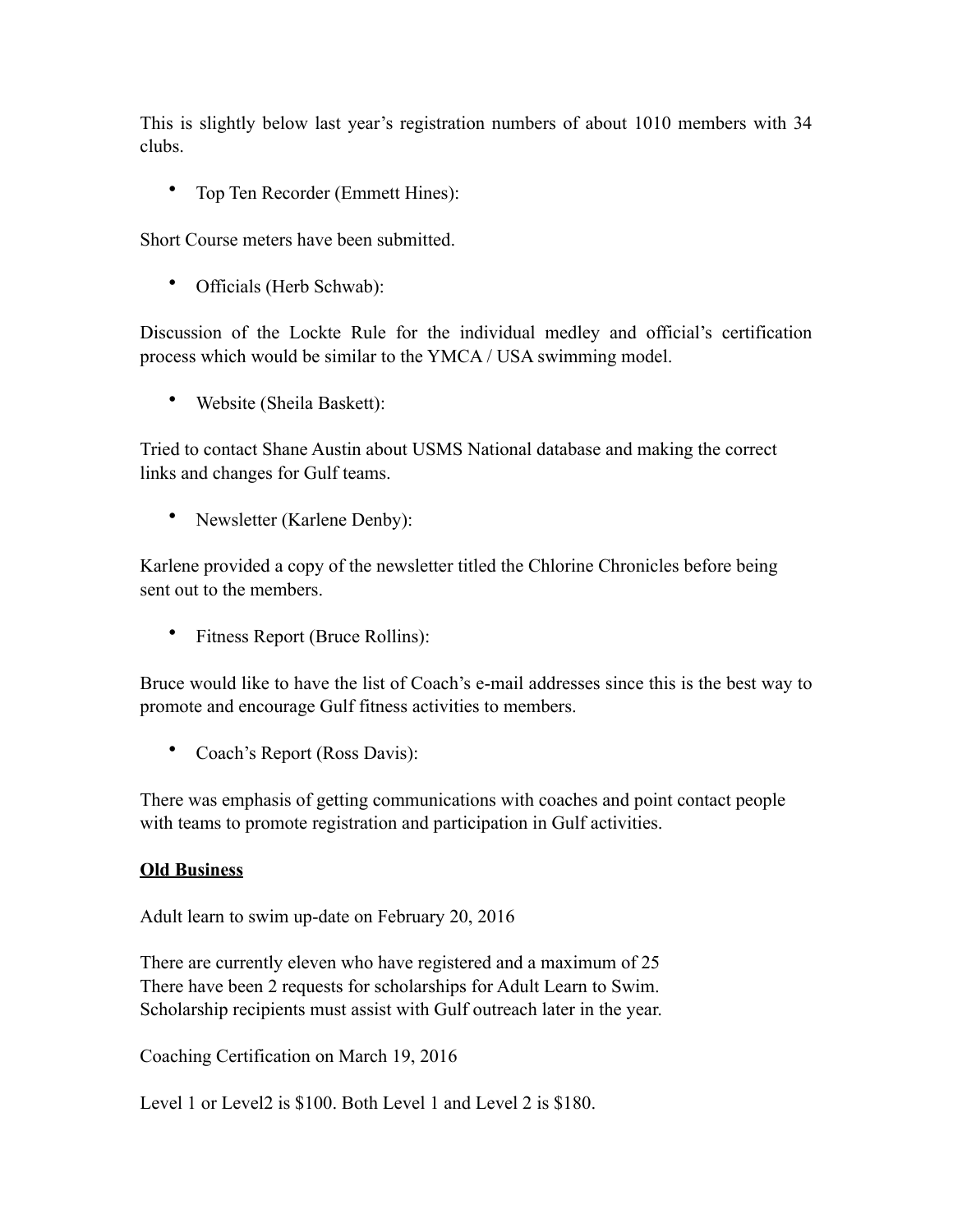This is slightly below last year's registration numbers of about 1010 members with 34 clubs.

- Top Ten Recorder (Emmett Hines):

Short Course meters have been submitted.

- Officials (Herb Schwab):

Discussion of the Lockte Rule for the individual medley and official's certification process which would be similar to the YMCA / USA swimming model.

- Website (Sheila Baskett):

Tried to contact Shane Austin about USMS National database and making the correct links and changes for Gulf teams.

- Newsletter (Karlene Denby):

Karlene provided a copy of the newsletter titled the Chlorine Chronicles before being sent out to the members.

- Fitness Report (Bruce Rollins):

Bruce would like to have the list of Coach's e-mail addresses since this is the best way to promote and encourage Gulf fitness activities to members.

- Coach's Report (Ross Davis):

There was emphasis of getting communications with coaches and point contact people with teams to promote registration and participation in Gulf activities.

**<u>Old Business</u>**

Adult learn to swim up-date on February 20, 2016

There are currently eleven who have registered and a maximum of 25
There have been 2 requests for scholarships for Adult Learn to Swim.
Scholarship recipients must assist with Gulf outreach later in the year.

Coaching Certification on March 19, 2016

Level 1 or Level2 is $100. Both Level 1 and Level 2 is $180.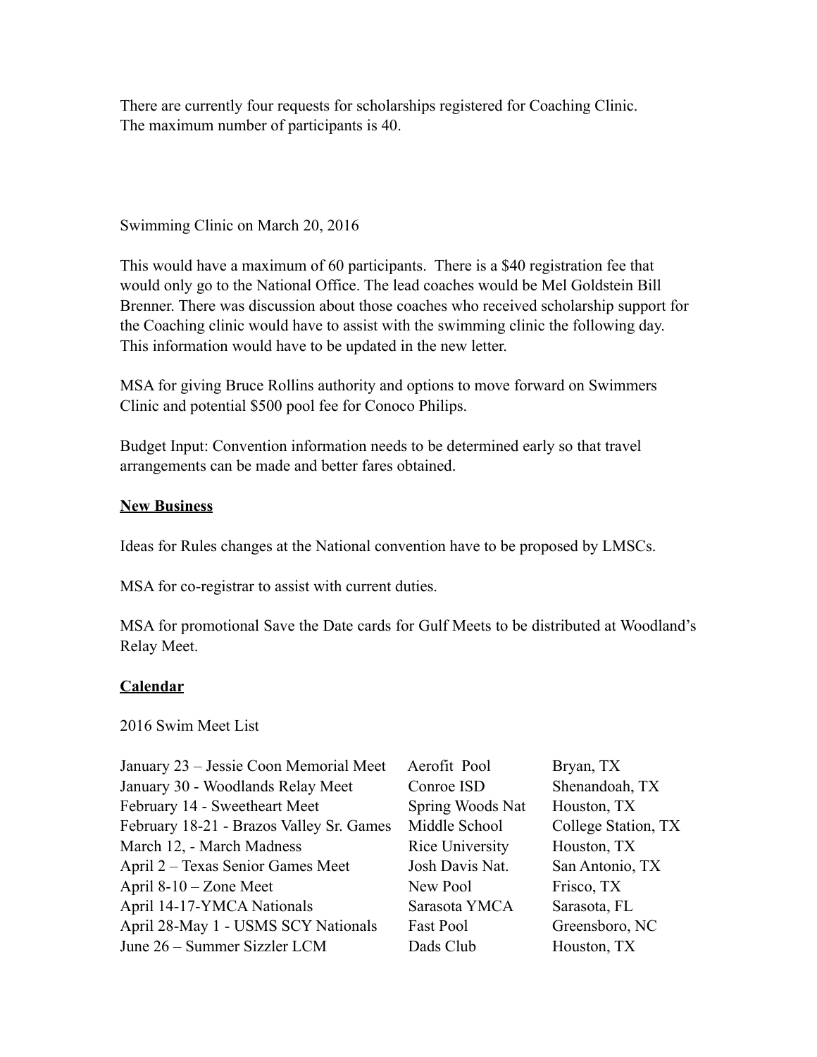There are currently four requests for scholarships registered for Coaching Clinic. The maximum number of participants is 40.

Swimming Clinic on March 20, 2016

This would have a maximum of 60 participants. There is a $40 registration fee that would only go to the National Office. The lead coaches would be Mel Goldstein Bill Brenner. There was discussion about those coaches who received scholarship support for the Coaching clinic would have to assist with the swimming clinic the following day. This information would have to be updated in the new letter.

MSA for giving Bruce Rollins authority and options to move forward on Swimmers Clinic and potential $500 pool fee for Conoco Philips.

Budget Input: Convention information needs to be determined early so that travel arrangements can be made and better fares obtained.

## New Business

Ideas for Rules changes at the National convention have to be proposed by LMSCs.

MSA for co-registrar to assist with current duties.

MSA for promotional Save the Date cards for Gulf Meets to be distributed at Woodland's Relay Meet.

## Calendar

2016 Swim Meet List

| | | |
|---|---|---|
| January 23 – Jessie Coon Memorial Meet | Aerofit Pool | Bryan, TX |
| January 30 - Woodlands Relay Meet | Conroe ISD | Shenandoah, TX |
| February 14 - Sweetheart Meet | Spring Woods Nat | Houston, TX |
| February 18-21 - Brazos Valley Sr. Games | Middle School | College Station, TX |
| March 12, - March Madness | Rice University | Houston, TX |
| April 2 – Texas Senior Games Meet | Josh Davis Nat. | San Antonio, TX |
| April 8-10 – Zone Meet | New Pool | Frisco, TX |
| April 14-17-YMCA Nationals | Sarasota YMCA | Sarasota, FL |
| April 28-May 1 - USMS SCY Nationals | Fast Pool | Greensboro, NC |
| June 26 – Summer Sizzler LCM | Dads Club | Houston, TX |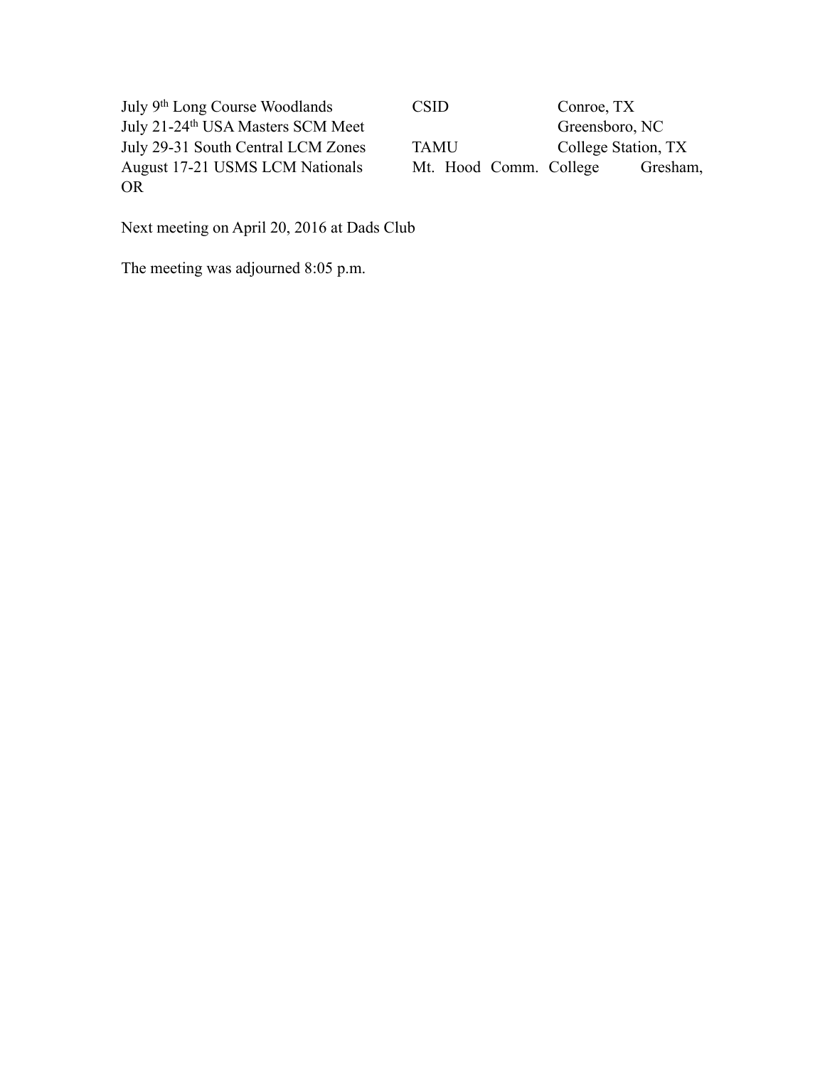| | | |
|---|---|---|
| July 9th Long Course Woodlands | CSID | Conroe, TX |
| July 21-24th USA Masters SCM Meet | | Greensboro, NC |
| July 29-31 South Central LCM Zones | TAMU | College Station, TX |
| August 17-21 USMS LCM Nationals | Mt. Hood Comm. College | Gresham, OR |

Next meeting on April 20, 2016 at Dads Club

The meeting was adjourned 8:05 p.m.